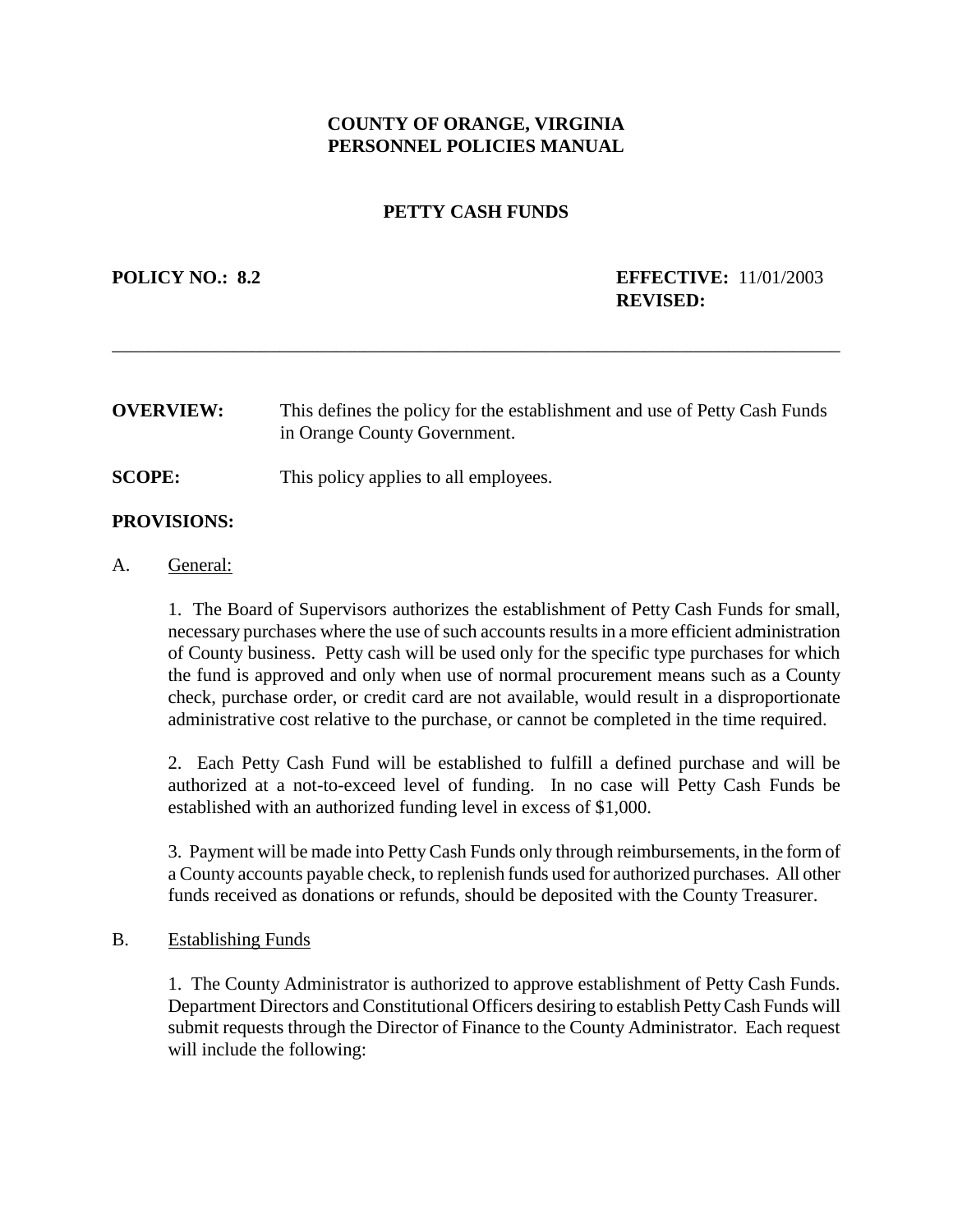# COUNTY OF ORANGE, VIRGINIA
# PERSONNEL POLICIES MANUAL

## PETTY CASH FUNDS

**POLICY NO.: 8.2**

**EFFECTIVE:** 11/01/2003
**REVISED:**

---

**OVERVIEW:** This defines the policy for the establishment and use of Petty Cash Funds in Orange County Government.

**SCOPE:** This policy applies to all employees.

**PROVISIONS:**

A. General:

1. The Board of Supervisors authorizes the establishment of Petty Cash Funds for small, necessary purchases where the use of such accounts results in a more efficient administration of County business. Petty cash will be used only for the specific type purchases for which the fund is approved and only when use of normal procurement means such as a County check, purchase order, or credit card are not available, would result in a disproportionate administrative cost relative to the purchase, or cannot be completed in the time required.

2. Each Petty Cash Fund will be established to fulfill a defined purchase and will be authorized at a not-to-exceed level of funding. In no case will Petty Cash Funds be established with an authorized funding level in excess of $1,000.

3. Payment will be made into Petty Cash Funds only through reimbursements, in the form of a County accounts payable check, to replenish funds used for authorized purchases. All other funds received as donations or refunds, should be deposited with the County Treasurer.

B. Establishing Funds

1. The County Administrator is authorized to approve establishment of Petty Cash Funds. Department Directors and Constitutional Officers desiring to establish Petty Cash Funds will submit requests through the Director of Finance to the County Administrator. Each request will include the following: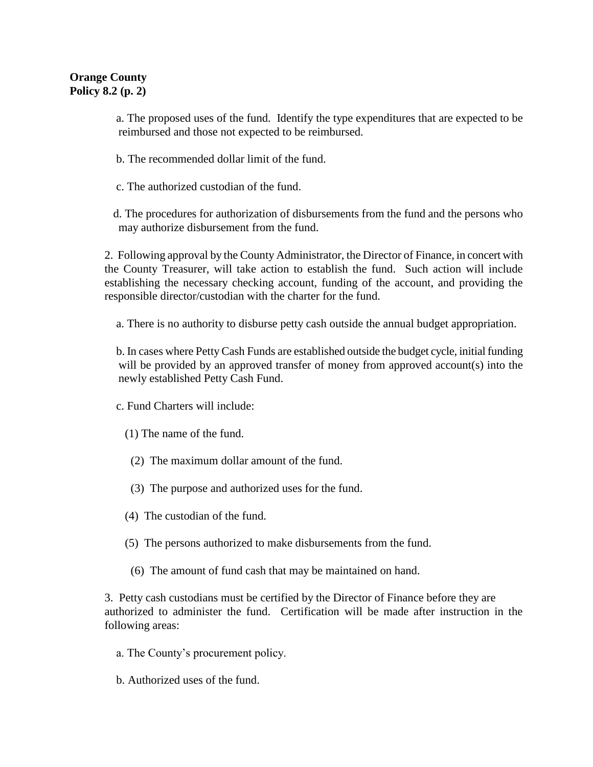a. The proposed uses of the fund. Identify the type expenditures that are expected to be reimbursed and those not expected to be reimbursed.

b. The recommended dollar limit of the fund.

c. The authorized custodian of the fund.

d. The procedures for authorization of disbursements from the fund and the persons who may authorize disbursement from the fund.

2. Following approval by the County Administrator, the Director of Finance, in concert with the County Treasurer, will take action to establish the fund. Such action will include establishing the necessary checking account, funding of the account, and providing the responsible director/custodian with the charter for the fund.

a. There is no authority to disburse petty cash outside the annual budget appropriation.

b. In cases where Petty Cash Funds are established outside the budget cycle, initial funding will be provided by an approved transfer of money from approved account(s) into the newly established Petty Cash Fund.

c. Fund Charters will include:

(1) The name of the fund.

(2) The maximum dollar amount of the fund.

(3) The purpose and authorized uses for the fund.

(4) The custodian of the fund.

(5) The persons authorized to make disbursements from the fund.

(6) The amount of fund cash that may be maintained on hand.

3. Petty cash custodians must be certified by the Director of Finance before they are authorized to administer the fund. Certification will be made after instruction in the following areas:

a. The County's procurement policy.

b. Authorized uses of the fund.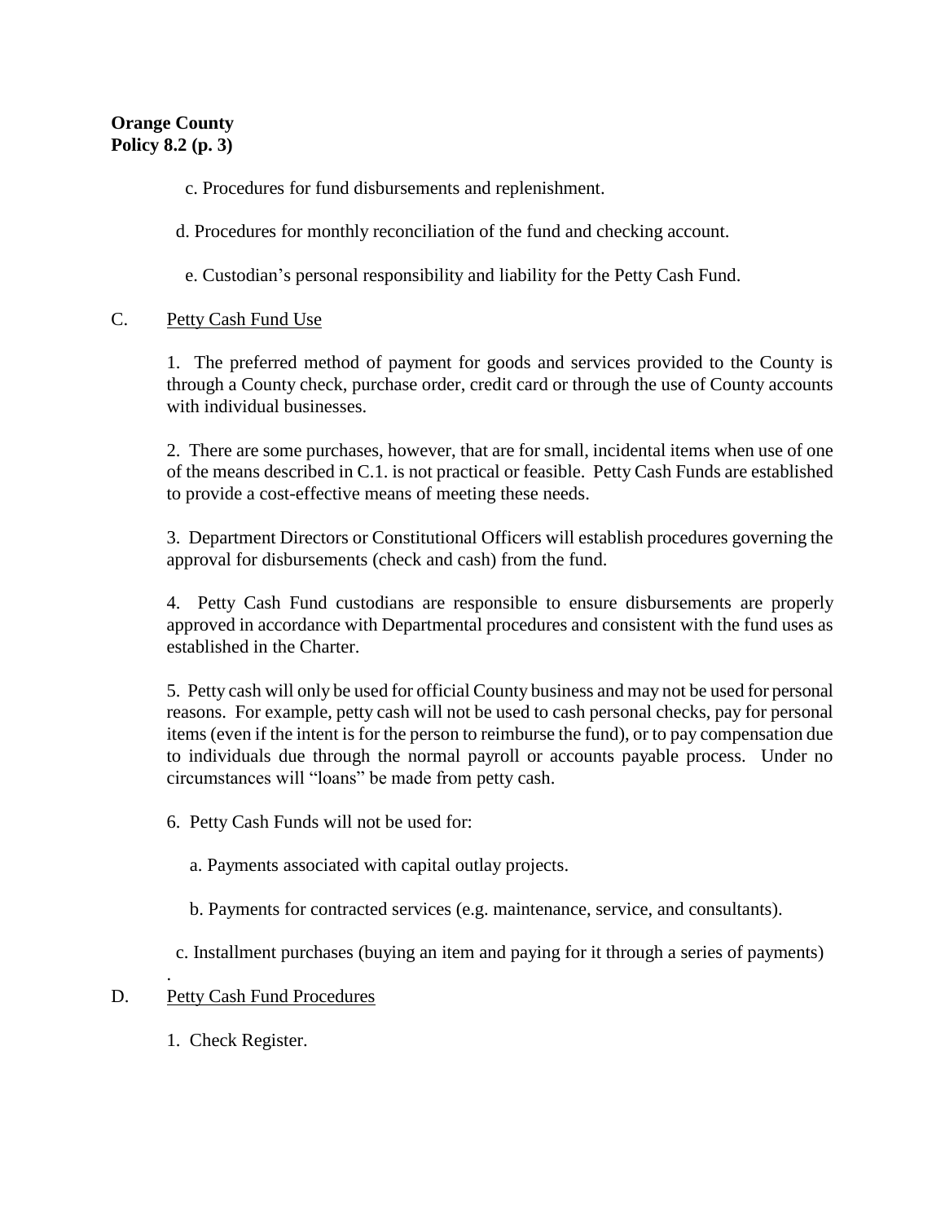c. Procedures for fund disbursements and replenishment.

d. Procedures for monthly reconciliation of the fund and checking account.

e. Custodian's personal responsibility and liability for the Petty Cash Fund.

C. Petty Cash Fund Use

1. The preferred method of payment for goods and services provided to the County is through a County check, purchase order, credit card or through the use of County accounts with individual businesses.

2. There are some purchases, however, that are for small, incidental items when use of one of the means described in C.1. is not practical or feasible. Petty Cash Funds are established to provide a cost-effective means of meeting these needs.

3. Department Directors or Constitutional Officers will establish procedures governing the approval for disbursements (check and cash) from the fund.

4. Petty Cash Fund custodians are responsible to ensure disbursements are properly approved in accordance with Departmental procedures and consistent with the fund uses as established in the Charter.

5. Petty cash will only be used for official County business and may not be used for personal reasons. For example, petty cash will not be used to cash personal checks, pay for personal items (even if the intent is for the person to reimburse the fund), or to pay compensation due to individuals due through the normal payroll or accounts payable process. Under no circumstances will "loans" be made from petty cash.

6. Petty Cash Funds will not be used for:

a. Payments associated with capital outlay projects.

b. Payments for contracted services (e.g. maintenance, service, and consultants).

c. Installment purchases (buying an item and paying for it through a series of payments)

.

D. Petty Cash Fund Procedures

1. Check Register.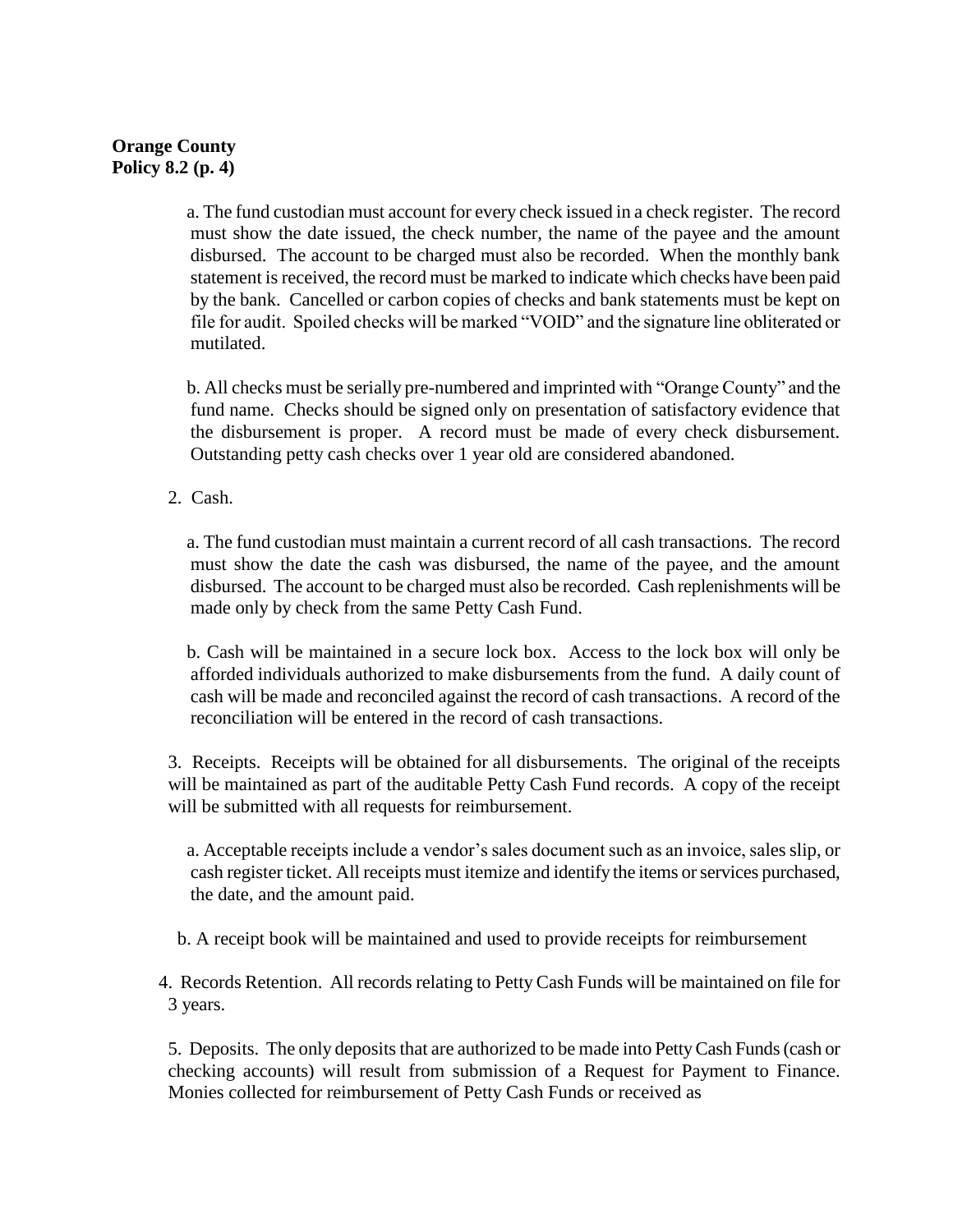a. The fund custodian must account for every check issued in a check register. The record must show the date issued, the check number, the name of the payee and the amount disbursed. The account to be charged must also be recorded. When the monthly bank statement is received, the record must be marked to indicate which checks have been paid by the bank. Cancelled or carbon copies of checks and bank statements must be kept on file for audit. Spoiled checks will be marked "VOID" and the signature line obliterated or mutilated.

b. All checks must be serially pre-numbered and imprinted with "Orange County" and the fund name. Checks should be signed only on presentation of satisfactory evidence that the disbursement is proper. A record must be made of every check disbursement. Outstanding petty cash checks over 1 year old are considered abandoned.

2. Cash.

a. The fund custodian must maintain a current record of all cash transactions. The record must show the date the cash was disbursed, the name of the payee, and the amount disbursed. The account to be charged must also be recorded. Cash replenishments will be made only by check from the same Petty Cash Fund.

b. Cash will be maintained in a secure lock box. Access to the lock box will only be afforded individuals authorized to make disbursements from the fund. A daily count of cash will be made and reconciled against the record of cash transactions. A record of the reconciliation will be entered in the record of cash transactions.

3. Receipts. Receipts will be obtained for all disbursements. The original of the receipts will be maintained as part of the auditable Petty Cash Fund records. A copy of the receipt will be submitted with all requests for reimbursement.

a. Acceptable receipts include a vendor's sales document such as an invoice, sales slip, or cash register ticket. All receipts must itemize and identify the items or services purchased, the date, and the amount paid.

b. A receipt book will be maintained and used to provide receipts for reimbursement

4. Records Retention. All records relating to Petty Cash Funds will be maintained on file for 3 years.

5. Deposits. The only deposits that are authorized to be made into Petty Cash Funds (cash or checking accounts) will result from submission of a Request for Payment to Finance. Monies collected for reimbursement of Petty Cash Funds or received as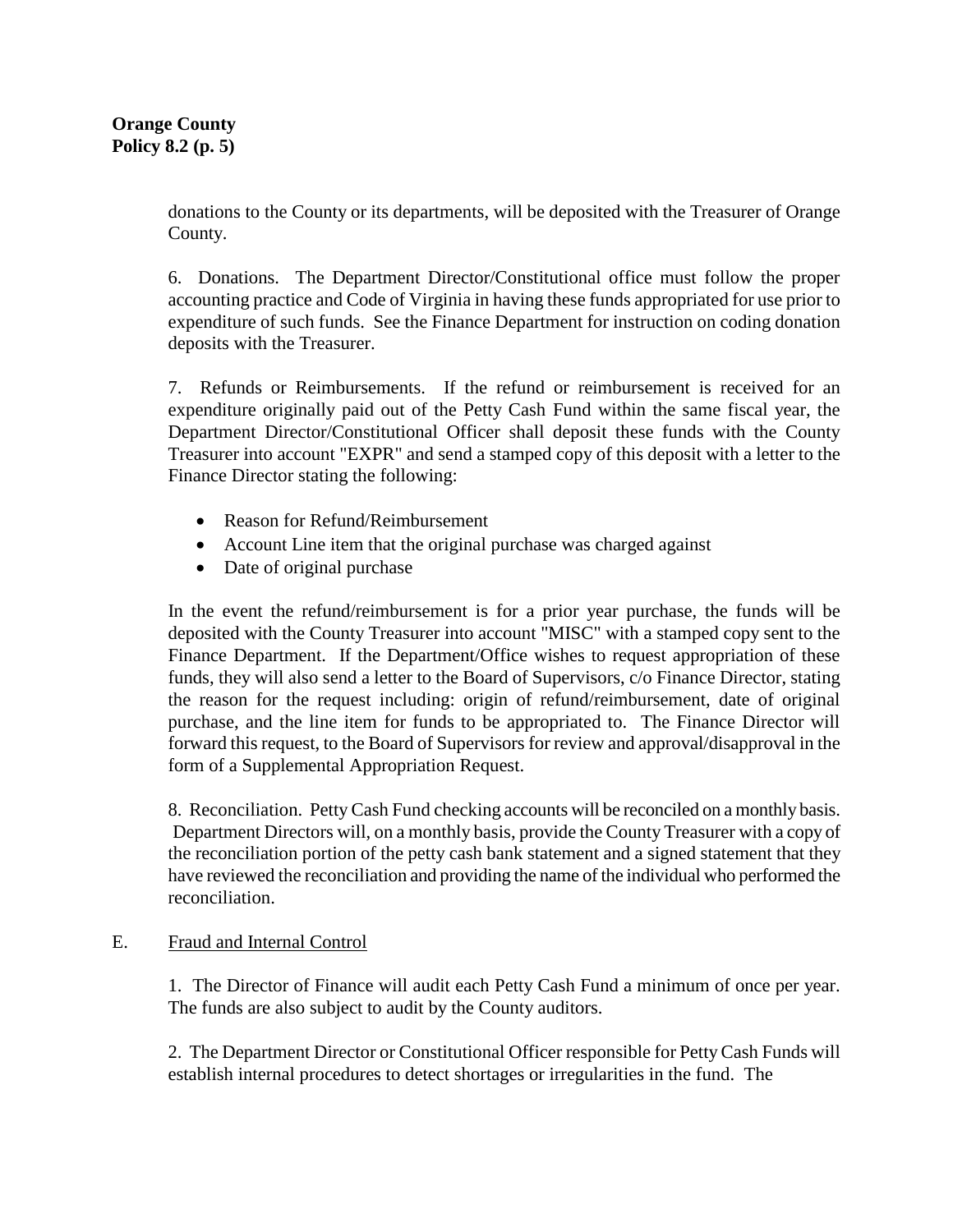donations to the County or its departments, will be deposited with the Treasurer of Orange County.

6. Donations. The Department Director/Constitutional office must follow the proper accounting practice and Code of Virginia in having these funds appropriated for use prior to expenditure of such funds. See the Finance Department for instruction on coding donation deposits with the Treasurer.

7. Refunds or Reimbursements. If the refund or reimbursement is received for an expenditure originally paid out of the Petty Cash Fund within the same fiscal year, the Department Director/Constitutional Officer shall deposit these funds with the County Treasurer into account "EXPR" and send a stamped copy of this deposit with a letter to the Finance Director stating the following:

- Reason for Refund/Reimbursement
- Account Line item that the original purchase was charged against
- Date of original purchase

In the event the refund/reimbursement is for a prior year purchase, the funds will be deposited with the County Treasurer into account "MISC" with a stamped copy sent to the Finance Department. If the Department/Office wishes to request appropriation of these funds, they will also send a letter to the Board of Supervisors, c/o Finance Director, stating the reason for the request including: origin of refund/reimbursement, date of original purchase, and the line item for funds to be appropriated to. The Finance Director will forward this request, to the Board of Supervisors for review and approval/disapproval in the form of a Supplemental Appropriation Request.

8. Reconciliation. Petty Cash Fund checking accounts will be reconciled on a monthly basis. Department Directors will, on a monthly basis, provide the County Treasurer with a copy of the reconciliation portion of the petty cash bank statement and a signed statement that they have reviewed the reconciliation and providing the name of the individual who performed the reconciliation.

E. Fraud and Internal Control

1. The Director of Finance will audit each Petty Cash Fund a minimum of once per year. The funds are also subject to audit by the County auditors.

2. The Department Director or Constitutional Officer responsible for Petty Cash Funds will establish internal procedures to detect shortages or irregularities in the fund. The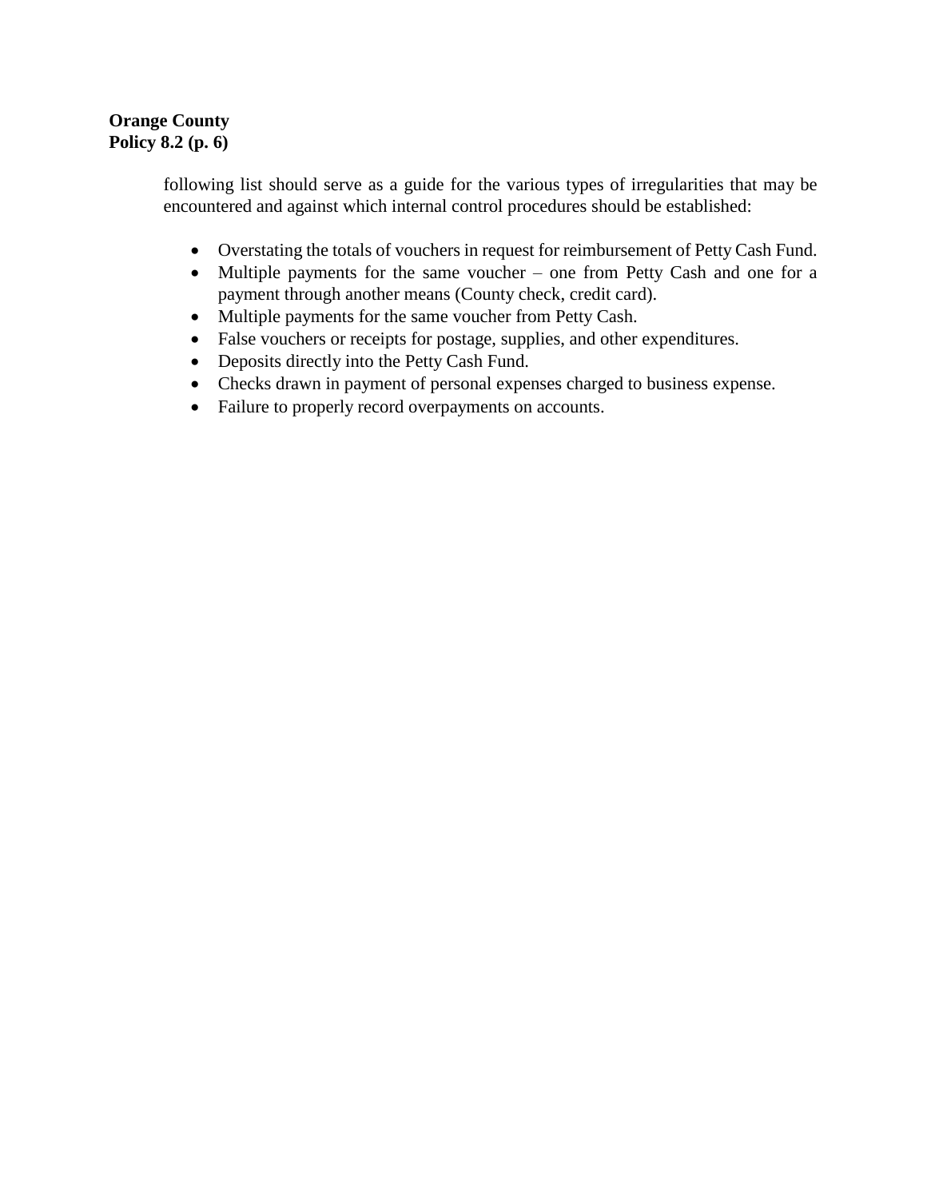following list should serve as a guide for the various types of irregularities that may be encountered and against which internal control procedures should be established:

- Overstating the totals of vouchers in request for reimbursement of Petty Cash Fund.
- Multiple payments for the same voucher – one from Petty Cash and one for a payment through another means (County check, credit card).
- Multiple payments for the same voucher from Petty Cash.
- False vouchers or receipts for postage, supplies, and other expenditures.
- Deposits directly into the Petty Cash Fund.
- Checks drawn in payment of personal expenses charged to business expense.
- Failure to properly record overpayments on accounts.